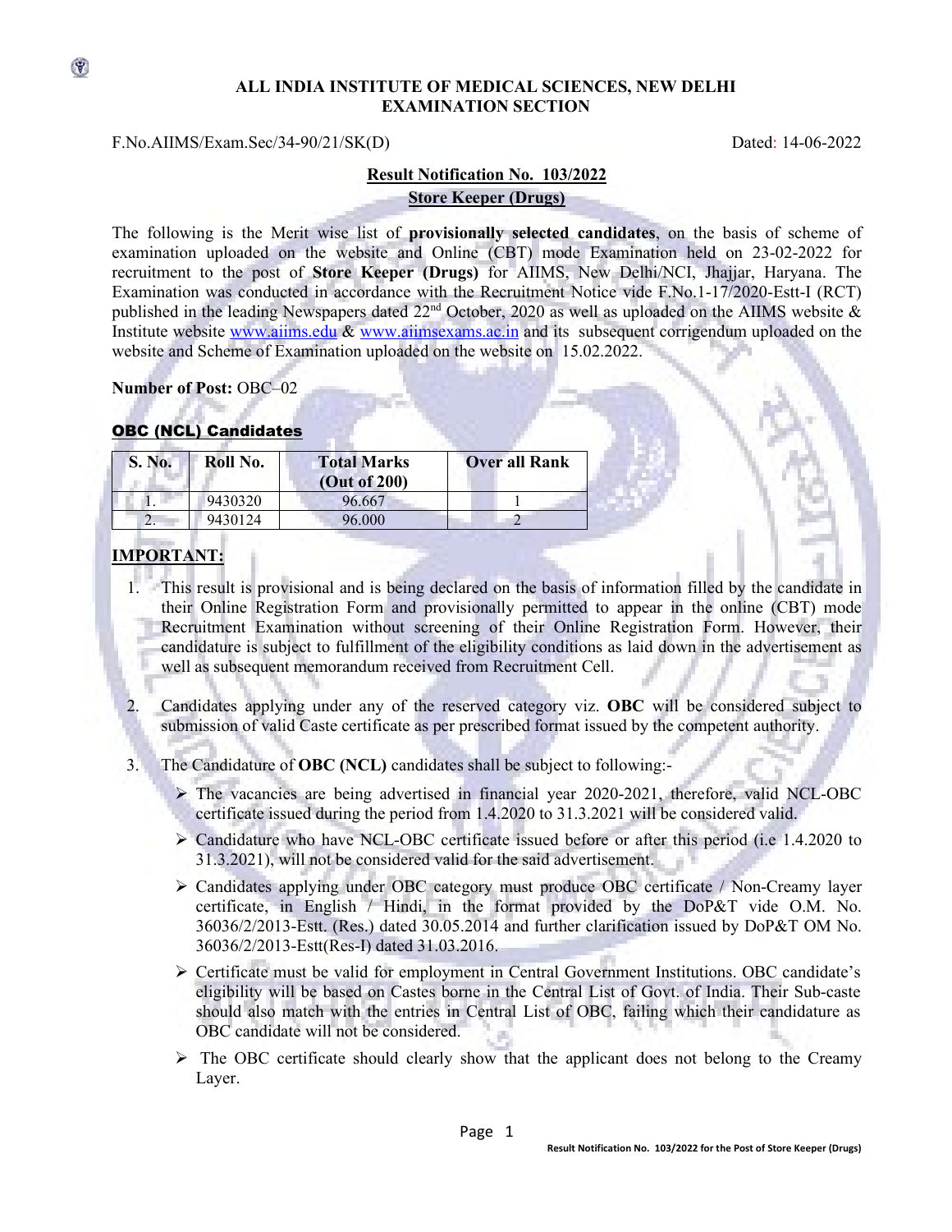**ALL INDIA INSTITUTE OF MEDICAL SCIENCES, NEW DELHI**
**EXAMINATION SECTION**

F.No.AIIMS/Exam.Sec/34-90/21/SK(D) Dated: 14-06-2022

## Result Notification No. 103/2022

### Store Keeper (Drugs)

The following is the Merit wise list of **provisionally selected candidates**, on the basis of scheme of examination uploaded on the website and Online (CBT) mode Examination held on 23-02-2022 for recruitment to the post of **Store Keeper (Drugs)** for AIIMS, New Delhi/NCI, Jhajjar, Haryana. The Examination was conducted in accordance with the Recruitment Notice vide F.No.1-17/2020-Estt-I (RCT) published in the leading Newspapers dated 22nd October, 2020 as well as uploaded on the AIIMS website & Institute website www.aiims.edu & www.aiimsexams.ac.in and its subsequent corrigendum uploaded on the website and Scheme of Examination uploaded on the website on 15.02.2022.

**Number of Post:** OBC–02

**OBC (NCL) Candidates**

| S. No. | Roll No. | Total Marks (Out of 200) | Over all Rank |
|---|---|---|---|
| 1. | 9430320 | 96.667 | 1 |
| 2. | 9430124 | 96.000 | 2 |

**IMPORTANT:**

1. This result is provisional and is being declared on the basis of information filled by the candidate in their Online Registration Form and provisionally permitted to appear in the online (CBT) mode Recruitment Examination without screening of their Online Registration Form. However, their candidature is subject to fulfillment of the eligibility conditions as laid down in the advertisement as well as subsequent memorandum received from Recruitment Cell.

2. Candidates applying under any of the reserved category viz. **OBC** will be considered subject to submission of valid Caste certificate as per prescribed format issued by the competent authority.

3. The Candidature of **OBC (NCL)** candidates shall be subject to following:-
   - The vacancies are being advertised in financial year 2020-2021, therefore, valid NCL-OBC certificate issued during the period from 1.4.2020 to 31.3.2021 will be considered valid.
   - Candidature who have NCL-OBC certificate issued before or after this period (i.e 1.4.2020 to 31.3.2021), will not be considered valid for the said advertisement.
   - Candidates applying under OBC category must produce OBC certificate / Non-Creamy layer certificate, in English / Hindi, in the format provided by the DoP&T vide O.M. No. 36036/2/2013-Estt. (Res.) dated 30.05.2014 and further clarification issued by DoP&T OM No. 36036/2/2013-Estt(Res-I) dated 31.03.2016.
   - Certificate must be valid for employment in Central Government Institutions. OBC candidate's eligibility will be based on Castes borne in the Central List of Govt. of India. Their Sub-caste should also match with the entries in Central List of OBC, failing which their candidature as OBC candidate will not be considered.
   - The OBC certificate should clearly show that the applicant does not belong to the Creamy Layer.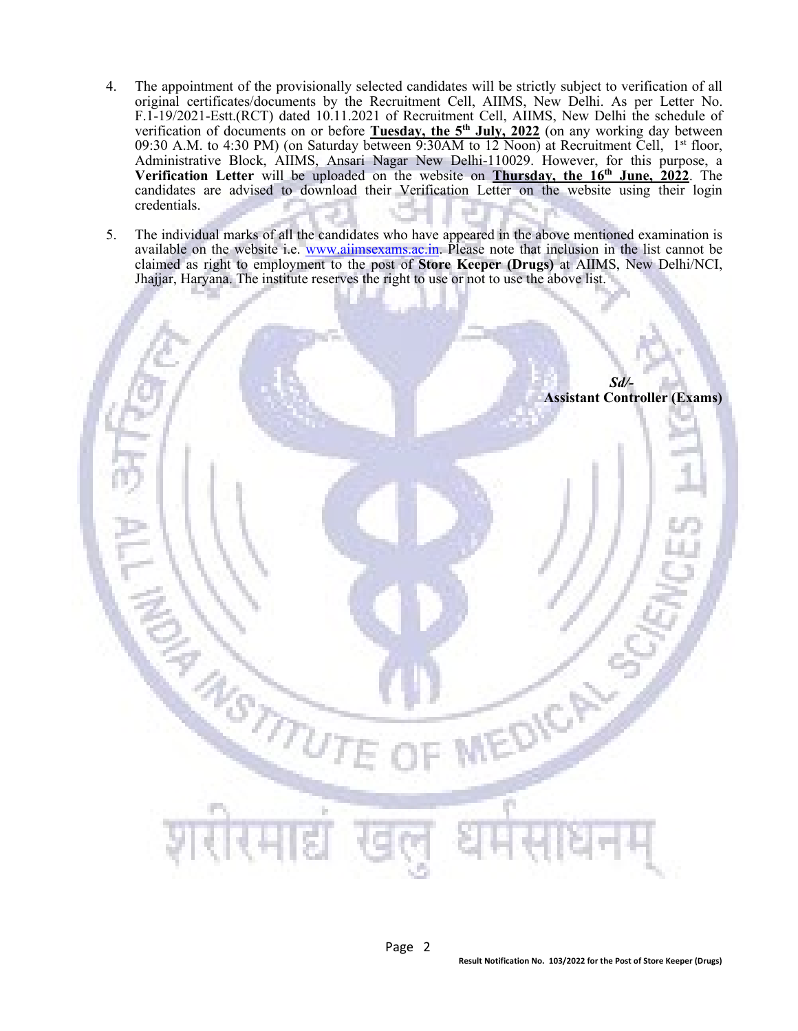4. The appointment of the provisionally selected candidates will be strictly subject to verification of all original certificates/documents by the Recruitment Cell, AIIMS, New Delhi. As per Letter No. F.1-19/2021-Estt.(RCT) dated 10.11.2021 of Recruitment Cell, AIIMS, New Delhi the schedule of verification of documents on or before **<u>Tuesday, the 5th July, 2022</u>** (on any working day between 09:30 A.M. to 4:30 PM) (on Saturday between 9:30AM to 12 Noon) at Recruitment Cell, 1st floor, Administrative Block, AIIMS, Ansari Nagar New Delhi-110029. However, for this purpose, a **Verification Letter** will be uploaded on the website on **<u>Thursday, the 16th June, 2022</u>**. The candidates are advised to download their Verification Letter on the website using their login credentials.

5. The individual marks of all the candidates who have appeared in the above mentioned examination is available on the website i.e. www.aiimsexams.ac.in. Please note that inclusion in the list cannot be claimed as right to employment to the post of **Store Keeper (Drugs)** at AIIMS, New Delhi/NCI, Jhajjar, Haryana. The institute reserves the right to use or not to use the above list.

*Sd/-*
**Assistant Controller (Exams)**